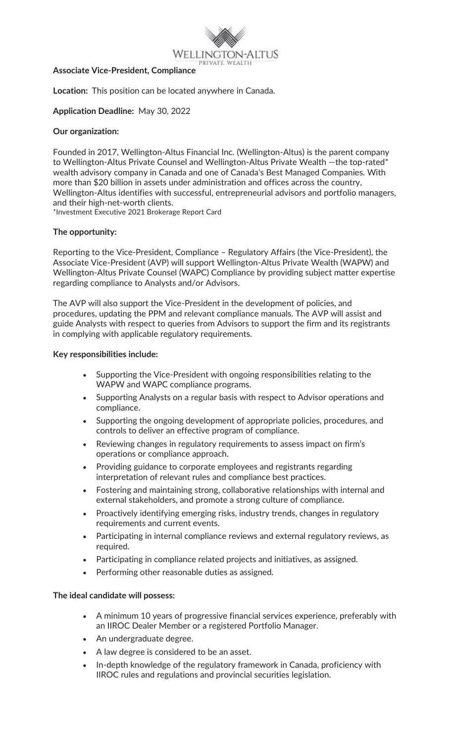**Associate Vice-President, Compliance**

**Location:** This position can be located anywhere in Canada.

**Application Deadline:** May 30, 2022

**Our organization:**

Founded in 2017, Wellington-Altus Financial Inc. (Wellington-Altus) is the parent company to Wellington-Altus Private Counsel and Wellington-Altus Private Wealth —the top-rated* wealth advisory company in Canada and one of Canada's Best Managed Companies. With more than $20 billion in assets under administration and offices across the country, Wellington-Altus identifies with successful, entrepreneurial advisors and portfolio managers, and their high-net-worth clients.

*Investment Executive 2021 Brokerage Report Card

**The opportunity:**

Reporting to the Vice-President, Compliance – Regulatory Affairs (the Vice-President), the Associate Vice-President (AVP) will support Wellington-Altus Private Wealth (WAPW) and Wellington-Altus Private Counsel (WAPC) Compliance by providing subject matter expertise regarding compliance to Analysts and/or Advisors.

The AVP will also support the Vice-President in the development of policies, and procedures, updating the PPM and relevant compliance manuals. The AVP will assist and guide Analysts with respect to queries from Advisors to support the firm and its registrants in complying with applicable regulatory requirements.

**Key responsibilities include:**

- Supporting the Vice-President with ongoing responsibilities relating to the WAPW and WAPC compliance programs.
- Supporting Analysts on a regular basis with respect to Advisor operations and compliance.
- Supporting the ongoing development of appropriate policies, procedures, and controls to deliver an effective program of compliance.
- Reviewing changes in regulatory requirements to assess impact on firm's operations or compliance approach.
- Providing guidance to corporate employees and registrants regarding interpretation of relevant rules and compliance best practices.
- Fostering and maintaining strong, collaborative relationships with internal and external stakeholders, and promote a strong culture of compliance.
- Proactively identifying emerging risks, industry trends, changes in regulatory requirements and current events.
- Participating in internal compliance reviews and external regulatory reviews, as required.
- Participating in compliance related projects and initiatives, as assigned.
- Performing other reasonable duties as assigned.

**The ideal candidate will possess:**

- A minimum 10 years of progressive financial services experience, preferably with an IIROC Dealer Member or a registered Portfolio Manager.
- An undergraduate degree.
- A law degree is considered to be an asset.
- In-depth knowledge of the regulatory framework in Canada, proficiency with IIROC rules and regulations and provincial securities legislation.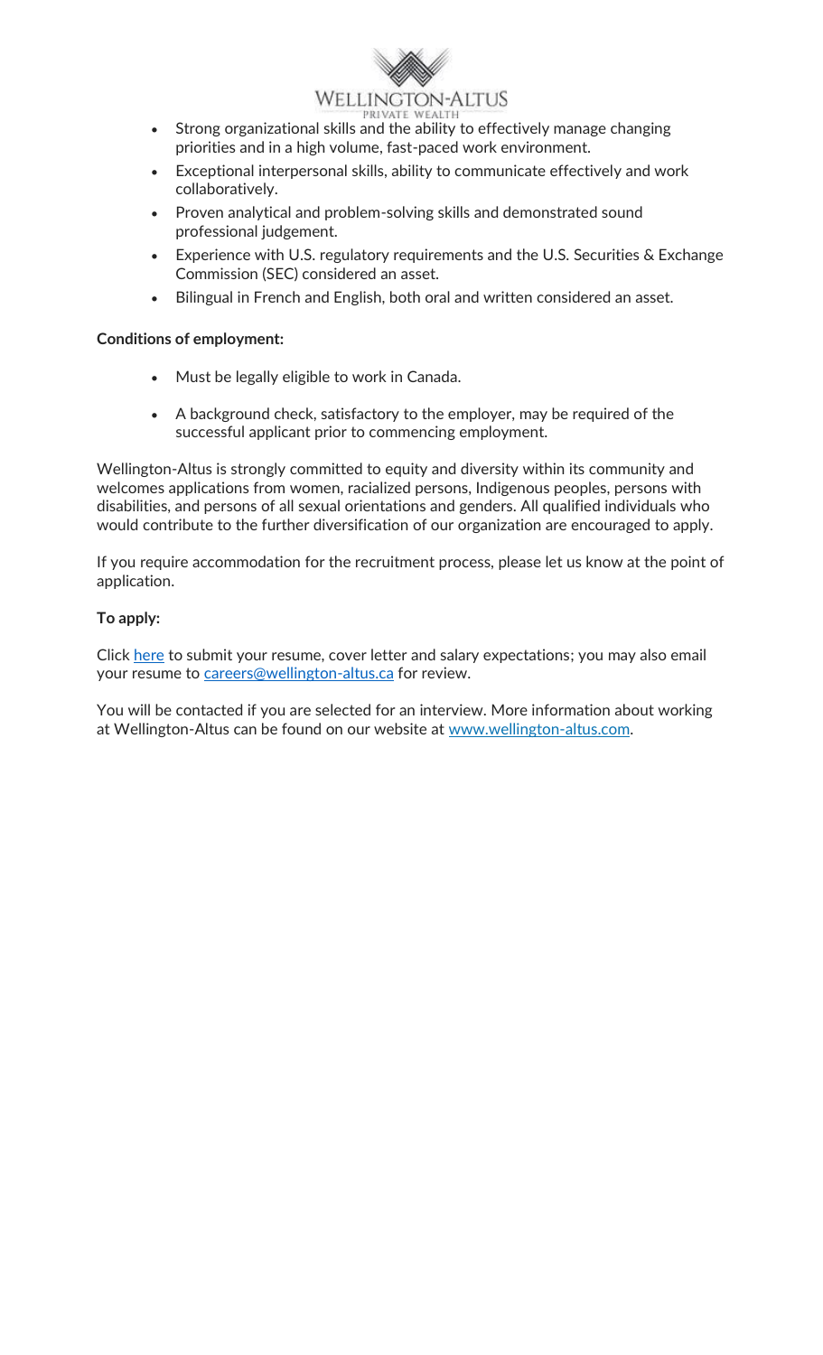- Strong organizational skills and the ability to effectively manage changing priorities and in a high volume, fast-paced work environment.
- Exceptional interpersonal skills, ability to communicate effectively and work collaboratively.
- Proven analytical and problem-solving skills and demonstrated sound professional judgement.
- Experience with U.S. regulatory requirements and the U.S. Securities & Exchange Commission (SEC) considered an asset.
- Bilingual in French and English, both oral and written considered an asset.

**Conditions of employment:**

- Must be legally eligible to work in Canada.
- A background check, satisfactory to the employer, may be required of the successful applicant prior to commencing employment.

Wellington-Altus is strongly committed to equity and diversity within its community and welcomes applications from women, racialized persons, Indigenous peoples, persons with disabilities, and persons of all sexual orientations and genders. All qualified individuals who would contribute to the further diversification of our organization are encouraged to apply.

If you require accommodation for the recruitment process, please let us know at the point of application.

**To apply:**

Click here to submit your resume, cover letter and salary expectations; you may also email your resume to careers@wellington-altus.ca for review.

You will be contacted if you are selected for an interview. More information about working at Wellington-Altus can be found on our website at www.wellington-altus.com.